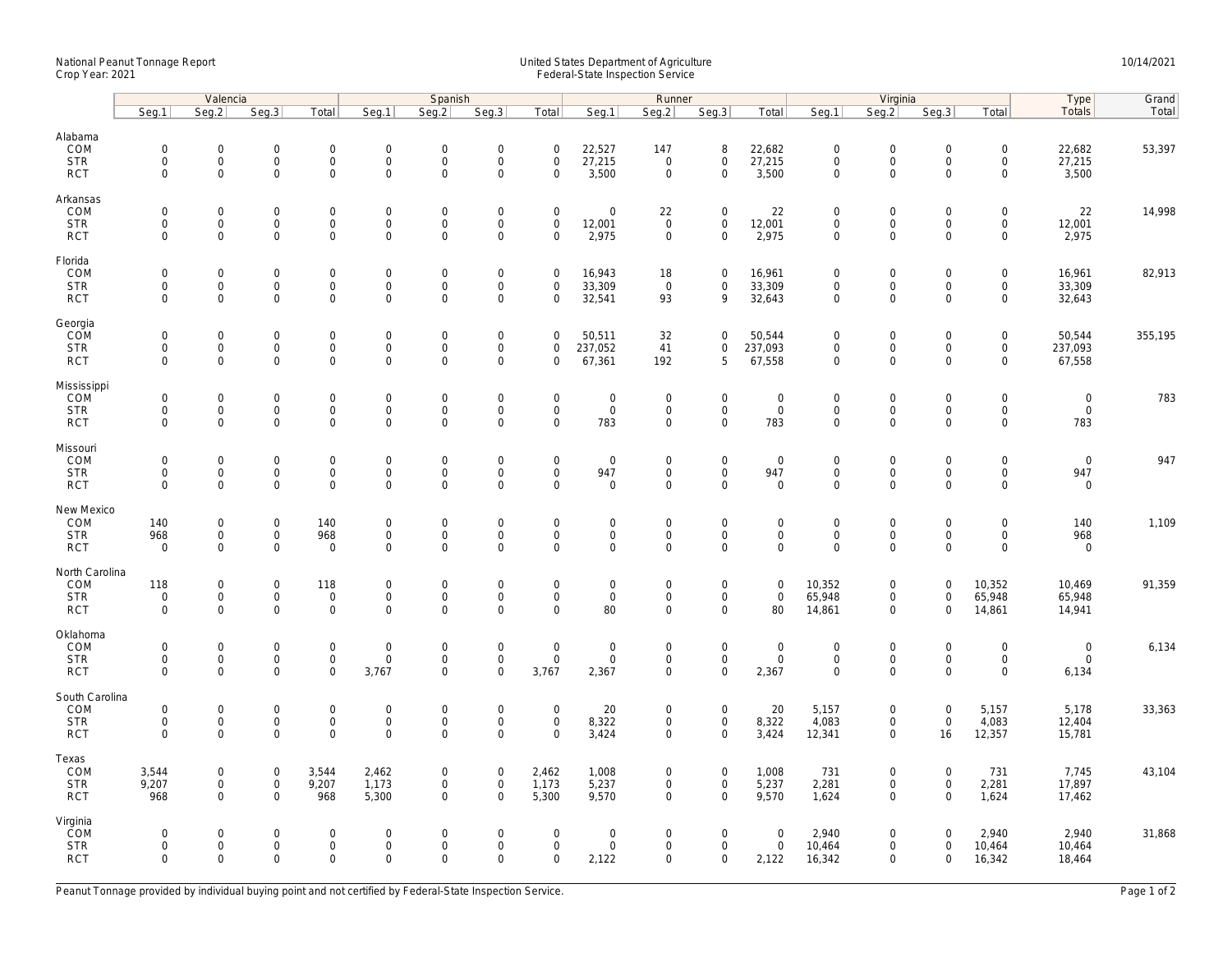National Peanut Tonnage Report
Crop Year: 2021

United States Department of Agriculture
Federal-State Inspection Service

10/14/2021

| | Valencia | | | | Spanish | | | | Runner | | | | Virginia | | | | Type | Grand |
|---|---|---|---|---|---|---|---|---|---|---|---|---|---|---|---|---|---|---|
| | Seg.1 | Seg.2 | Seg.3 | Total | Seg.1 | Seg.2 | Seg.3 | Total | Seg.1 | Seg.2 | Seg.3 | Total | Seg.1 | Seg.2 | Seg.3 | Total | Totals | Total |
| **Alabama** | | | | | | | | | | | | | | | | | | |
| COM | 0 | 0 | 0 | 0 | 0 | 0 | 0 | 0 | 22,527 | 147 | 8 | 22,682 | 0 | 0 | 0 | 0 | 22,682 | 53,397 |
| STR | 0 | 0 | 0 | 0 | 0 | 0 | 0 | 0 | 27,215 | 0 | 0 | 27,215 | 0 | 0 | 0 | 0 | 27,215 | |
| RCT | 0 | 0 | 0 | 0 | 0 | 0 | 0 | 0 | 3,500 | 0 | 0 | 3,500 | 0 | 0 | 0 | 0 | 3,500 | |
| **Arkansas** | | | | | | | | | | | | | | | | | | |
| COM | 0 | 0 | 0 | 0 | 0 | 0 | 0 | 0 | 0 | 22 | 0 | 22 | 0 | 0 | 0 | 0 | 22 | 14,998 |
| STR | 0 | 0 | 0 | 0 | 0 | 0 | 0 | 0 | 12,001 | 0 | 0 | 12,001 | 0 | 0 | 0 | 0 | 12,001 | |
| RCT | 0 | 0 | 0 | 0 | 0 | 0 | 0 | 0 | 2,975 | 0 | 0 | 2,975 | 0 | 0 | 0 | 0 | 2,975 | |
| **Florida** | | | | | | | | | | | | | | | | | | |
| COM | 0 | 0 | 0 | 0 | 0 | 0 | 0 | 0 | 16,943 | 18 | 0 | 16,961 | 0 | 0 | 0 | 0 | 16,961 | 82,913 |
| STR | 0 | 0 | 0 | 0 | 0 | 0 | 0 | 0 | 33,309 | 0 | 0 | 33,309 | 0 | 0 | 0 | 0 | 33,309 | |
| RCT | 0 | 0 | 0 | 0 | 0 | 0 | 0 | 0 | 32,541 | 93 | 9 | 32,643 | 0 | 0 | 0 | 0 | 32,643 | |
| **Georgia** | | | | | | | | | | | | | | | | | | |
| COM | 0 | 0 | 0 | 0 | 0 | 0 | 0 | 0 | 50,511 | 32 | 0 | 50,544 | 0 | 0 | 0 | 0 | 50,544 | 355,195 |
| STR | 0 | 0 | 0 | 0 | 0 | 0 | 0 | 0 | 237,052 | 41 | 0 | 237,093 | 0 | 0 | 0 | 0 | 237,093 | |
| RCT | 0 | 0 | 0 | 0 | 0 | 0 | 0 | 0 | 67,361 | 192 | 5 | 67,558 | 0 | 0 | 0 | 0 | 67,558 | |
| **Mississippi** | | | | | | | | | | | | | | | | | | |
| COM | 0 | 0 | 0 | 0 | 0 | 0 | 0 | 0 | 0 | 0 | 0 | 0 | 0 | 0 | 0 | 0 | 0 | 783 |
| STR | 0 | 0 | 0 | 0 | 0 | 0 | 0 | 0 | 0 | 0 | 0 | 0 | 0 | 0 | 0 | 0 | 0 | |
| RCT | 0 | 0 | 0 | 0 | 0 | 0 | 0 | 0 | 783 | 0 | 0 | 783 | 0 | 0 | 0 | 0 | 783 | |
| **Missouri** | | | | | | | | | | | | | | | | | | |
| COM | 0 | 0 | 0 | 0 | 0 | 0 | 0 | 0 | 0 | 0 | 0 | 0 | 0 | 0 | 0 | 0 | 0 | 947 |
| STR | 0 | 0 | 0 | 0 | 0 | 0 | 0 | 0 | 947 | 0 | 0 | 947 | 0 | 0 | 0 | 0 | 947 | |
| RCT | 0 | 0 | 0 | 0 | 0 | 0 | 0 | 0 | 0 | 0 | 0 | 0 | 0 | 0 | 0 | 0 | 0 | |
| **New Mexico** | | | | | | | | | | | | | | | | | | |
| COM | 140 | 0 | 0 | 140 | 0 | 0 | 0 | 0 | 0 | 0 | 0 | 0 | 0 | 0 | 0 | 0 | 140 | 1,109 |
| STR | 968 | 0 | 0 | 968 | 0 | 0 | 0 | 0 | 0 | 0 | 0 | 0 | 0 | 0 | 0 | 0 | 968 | |
| RCT | 0 | 0 | 0 | 0 | 0 | 0 | 0 | 0 | 0 | 0 | 0 | 0 | 0 | 0 | 0 | 0 | 0 | |
| **North Carolina** | | | | | | | | | | | | | | | | | | |
| COM | 118 | 0 | 0 | 118 | 0 | 0 | 0 | 0 | 0 | 0 | 0 | 0 | 10,352 | 0 | 0 | 10,352 | 10,469 | 91,359 |
| STR | 0 | 0 | 0 | 0 | 0 | 0 | 0 | 0 | 0 | 0 | 0 | 0 | 65,948 | 0 | 0 | 65,948 | 65,948 | |
| RCT | 0 | 0 | 0 | 0 | 0 | 0 | 0 | 0 | 80 | 0 | 0 | 80 | 14,861 | 0 | 0 | 14,861 | 14,941 | |
| **Oklahoma** | | | | | | | | | | | | | | | | | | |
| COM | 0 | 0 | 0 | 0 | 0 | 0 | 0 | 0 | 0 | 0 | 0 | 0 | 0 | 0 | 0 | 0 | 0 | 6,134 |
| STR | 0 | 0 | 0 | 0 | 0 | 0 | 0 | 0 | 0 | 0 | 0 | 0 | 0 | 0 | 0 | 0 | 0 | |
| RCT | 0 | 0 | 0 | 0 | 3,767 | 0 | 0 | 3,767 | 2,367 | 0 | 0 | 2,367 | 0 | 0 | 0 | 0 | 6,134 | |
| **South Carolina** | | | | | | | | | | | | | | | | | | |
| COM | 0 | 0 | 0 | 0 | 0 | 0 | 0 | 0 | 20 | 0 | 0 | 20 | 5,157 | 0 | 0 | 5,157 | 5,178 | 33,363 |
| STR | 0 | 0 | 0 | 0 | 0 | 0 | 0 | 0 | 8,322 | 0 | 0 | 8,322 | 4,083 | 0 | 0 | 4,083 | 12,404 | |
| RCT | 0 | 0 | 0 | 0 | 0 | 0 | 0 | 0 | 3,424 | 0 | 0 | 3,424 | 12,341 | 0 | 16 | 12,357 | 15,781 | |
| **Texas** | | | | | | | | | | | | | | | | | | |
| COM | 3,544 | 0 | 0 | 3,544 | 2,462 | 0 | 0 | 2,462 | 1,008 | 0 | 0 | 1,008 | 731 | 0 | 0 | 731 | 7,745 | 43,104 |
| STR | 9,207 | 0 | 0 | 9,207 | 1,173 | 0 | 0 | 1,173 | 5,237 | 0 | 0 | 5,237 | 2,281 | 0 | 0 | 2,281 | 17,897 | |
| RCT | 968 | 0 | 0 | 968 | 5,300 | 0 | 0 | 5,300 | 9,570 | 0 | 0 | 9,570 | 1,624 | 0 | 0 | 1,624 | 17,462 | |
| **Virginia** | | | | | | | | | | | | | | | | | | |
| COM | 0 | 0 | 0 | 0 | 0 | 0 | 0 | 0 | 0 | 0 | 0 | 0 | 2,940 | 0 | 0 | 2,940 | 2,940 | 31,868 |
| STR | 0 | 0 | 0 | 0 | 0 | 0 | 0 | 0 | 0 | 0 | 0 | 0 | 10,464 | 0 | 0 | 10,464 | 10,464 | |
| RCT | 0 | 0 | 0 | 0 | 0 | 0 | 0 | 0 | 2,122 | 0 | 0 | 2,122 | 16,342 | 0 | 0 | 16,342 | 18,464 | |

Peanut Tonnage provided by individual buying point and not certified by Federal-State Inspection Service.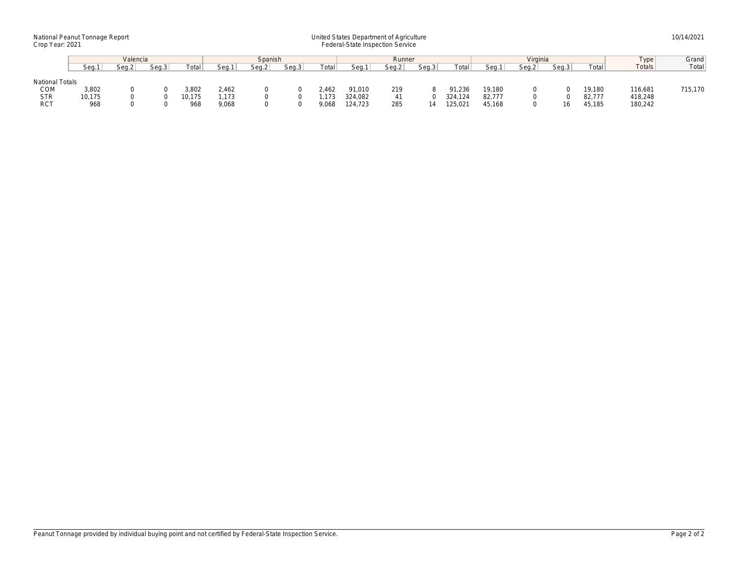National Peanut Tonnage Report
Crop Year: 2021

United States Department of Agriculture
Federal-State Inspection Service

10/14/2021

| | Valencia | | | | Spanish | | | | Runner | | | | Virginia | | | | Type | Grand |
|---|---|---|---|---|---|---|---|---|---|---|---|---|---|---|---|---|---|---|
| | Seg.1 | Seg.2 | Seg.3 | Total | Seg.1 | Seg.2 | Seg.3 | Total | Seg.1 | Seg.2 | Seg.3 | Total | Seg.1 | Seg.2 | Seg.3 | Total | Totals | Total |
| National Totals | | | | | | | | | | | | | | | | | | |
| COM | 3,802 | 0 | 0 | 3,802 | 2,462 | 0 | 0 | 2,462 | 91,010 | 219 | 8 | 91,236 | 19,180 | 0 | 0 | 19,180 | 116,681 | 715,170 |
| STR | 10,175 | 0 | 0 | 10,175 | 1,173 | 0 | 0 | 1,173 | 324,082 | 41 | 0 | 324,124 | 82,777 | 0 | 0 | 82,777 | 418,248 | |
| RCT | 968 | 0 | 0 | 968 | 9,068 | 0 | 0 | 9,068 | 124,723 | 285 | 14 | 125,021 | 45,168 | 0 | 16 | 45,185 | 180,242 | |

Peanut Tonnage provided by individual buying point and not certified by Federal-State Inspection Service.